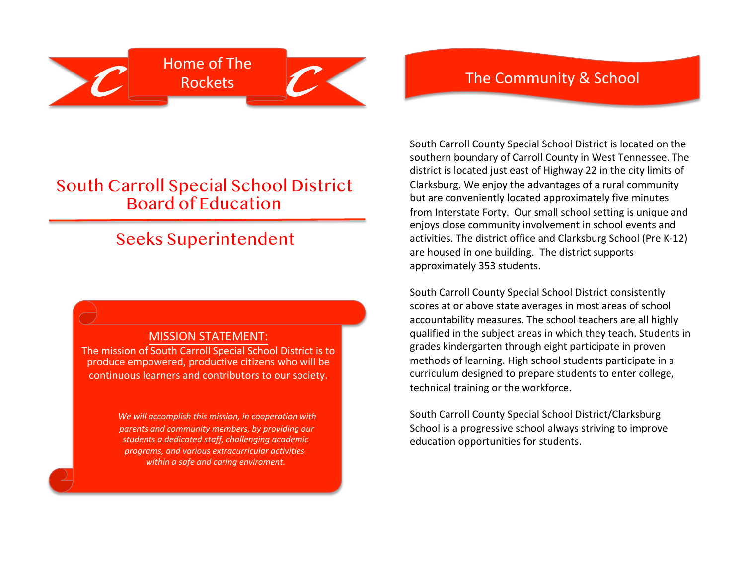Home of The Rockets

# South Carroll Special School District Board of Education

## Seeks Superintendent

MISSION STATEMENT:

The mission of South Carroll Special School District is to produce empowered, productive citizens who will be continuous learners and contributors to our society.

*We will accomplish this mission, in cooperation with parents and community members, by providing our students a dedicated staff, challenging academic programs, and various extracurricular activities within a safe and caring enviroment.*

## The Community & School

South Carroll County Special School District is located on the southern boundary of Carroll County in West Tennessee. The district is located just east of Highway 22 in the city limits of Clarksburg. We enjoy the advantages of a rural community but are conveniently located approximately five minutes from Interstate Forty. Our small school setting is unique and enjoys close community involvement in school events and activities. The district office and Clarksburg School (Pre K-12) are housed in one building. The district supports approximately 353 students.

South Carroll County Special School District consistently scores at or above state averages in most areas of school accountability measures. The school teachers are all highly qualified in the subject areas in which they teach. Students in grades kindergarten through eight participate in proven methods of learning. High school students participate in a curriculum designed to prepare students to enter college, technical training or the workforce.

South Carroll County Special School District/Clarksburg School is a progressive school always striving to improve education opportunities for students.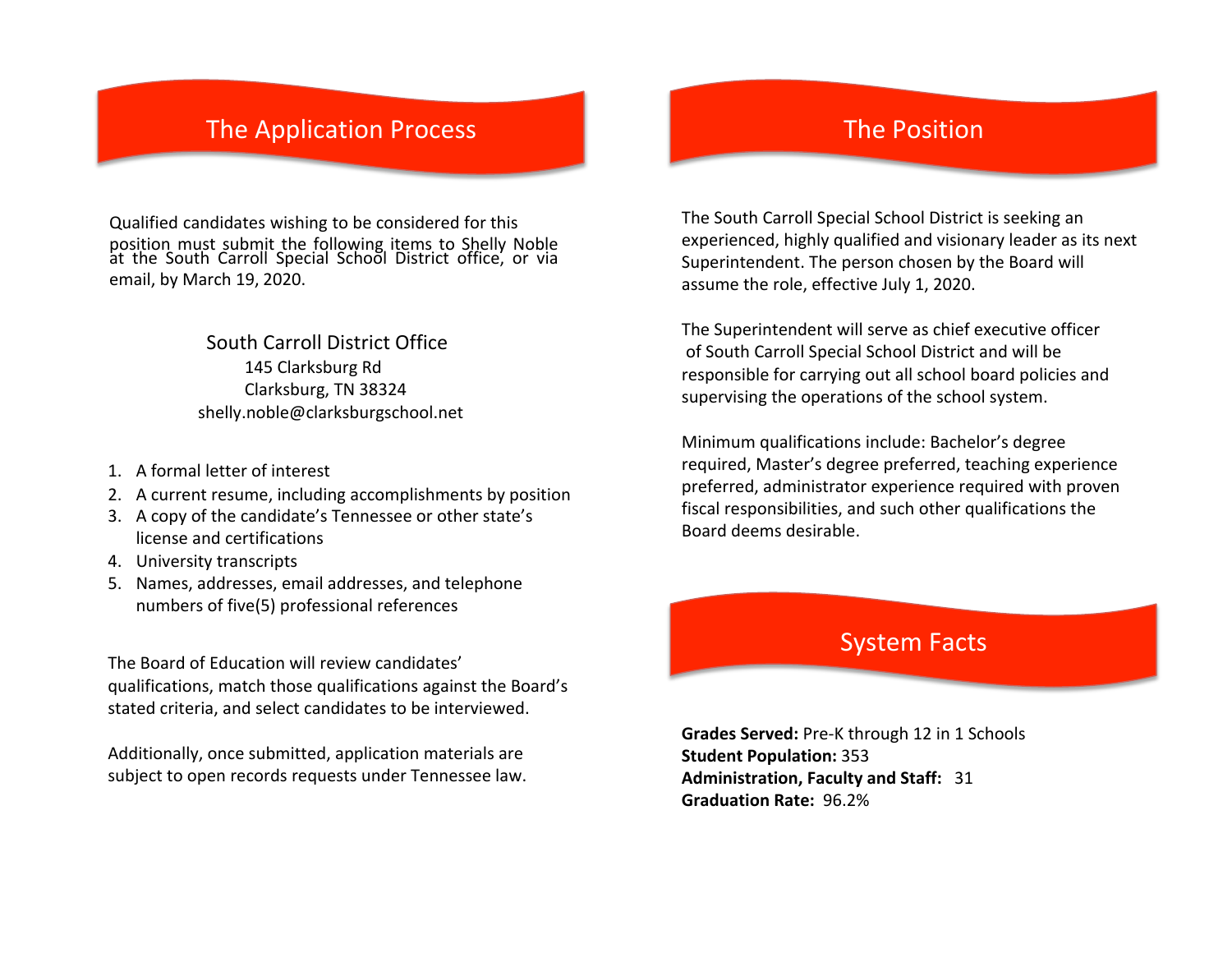## The Application Process

Qualified candidates wishing to be considered for this position must submit the following items to Shelly Noble at the South Carroll Special School District office, or via email, by March 19, 2020.

South Carroll District Office
145 Clarksburg Rd
Clarksburg, TN 38324
shelly.noble@clarksburgschool.net

1. A formal letter of interest
2. A current resume, including accomplishments by position
3. A copy of the candidate's Tennessee or other state's license and certifications
4. University transcripts
5. Names, addresses, email addresses, and telephone numbers of five(5) professional references

The Board of Education will review candidates' qualifications, match those qualifications against the Board's stated criteria, and select candidates to be interviewed.

Additionally, once submitted, application materials are subject to open records requests under Tennessee law.

## The Position

The South Carroll Special School District is seeking an experienced, highly qualified and visionary leader as its next Superintendent. The person chosen by the Board will assume the role, effective July 1, 2020.

The Superintendent will serve as chief executive officer of South Carroll Special School District and will be responsible for carrying out all school board policies and supervising the operations of the school system.

Minimum qualifications include: Bachelor's degree required, Master's degree preferred, teaching experience preferred, administrator experience required with proven fiscal responsibilities, and such other qualifications the Board deems desirable.

## System Facts

**Grades Served:** Pre-K through 12 in 1 Schools
**Student Population:** 353
**Administration, Faculty and Staff:** 31
**Graduation Rate:** 96.2%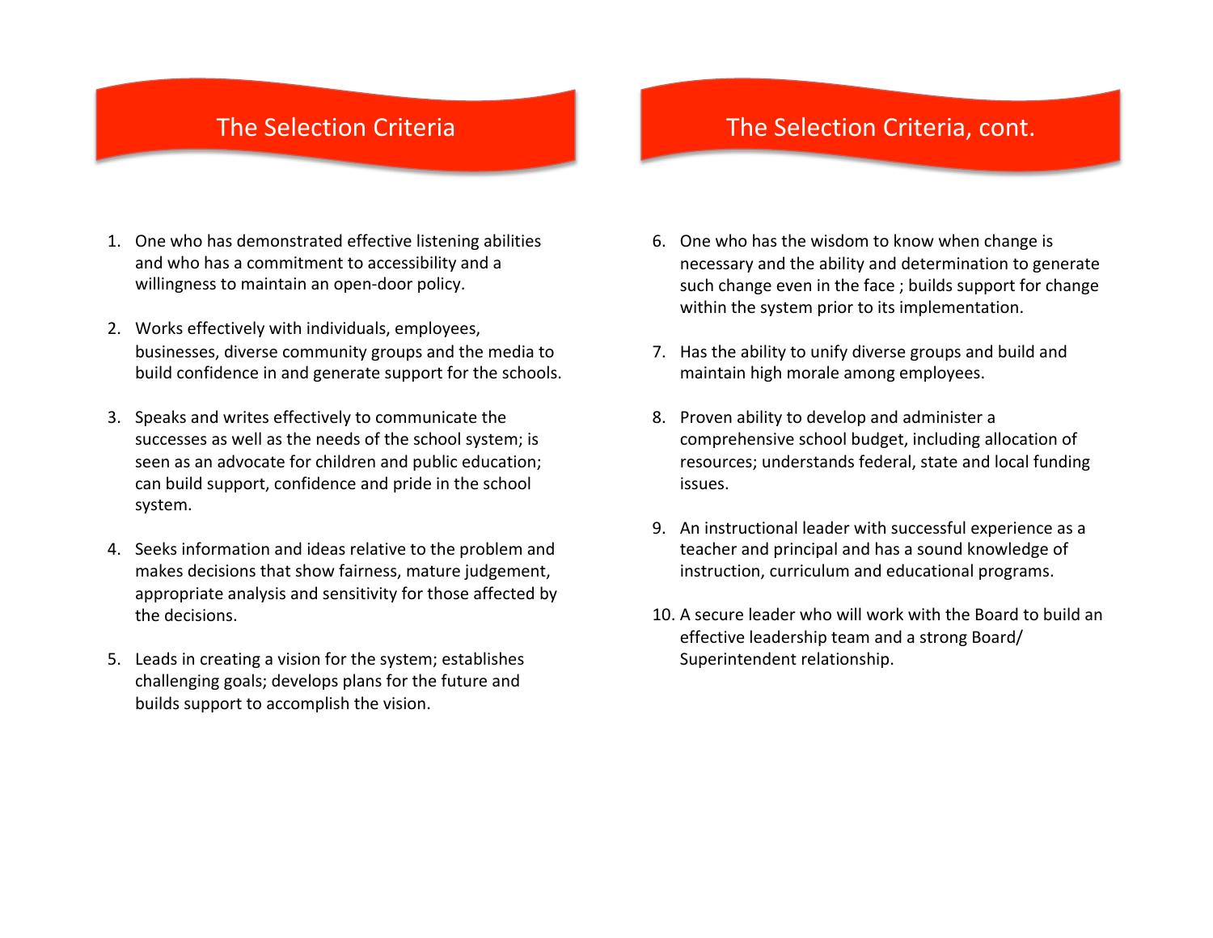## The Selection Criteria

1. One who has demonstrated effective listening abilities and who has a commitment to accessibility and a willingness to maintain an open-door policy.

2. Works effectively with individuals, employees, businesses, diverse community groups and the media to build confidence in and generate support for the schools.

3. Speaks and writes effectively to communicate the successes as well as the needs of the school system; is seen as an advocate for children and public education; can build support, confidence and pride in the school system.

4. Seeks information and ideas relative to the problem and makes decisions that show fairness, mature judgement, appropriate analysis and sensitivity for those affected by the decisions.

5. Leads in creating a vision for the system; establishes challenging goals; develops plans for the future and builds support to accomplish the vision.

## The Selection Criteria, cont.

6. One who has the wisdom to know when change is necessary and the ability and determination to generate such change even in the face ; builds support for change within the system prior to its implementation.

7. Has the ability to unify diverse groups and build and maintain high morale among employees.

8. Proven ability to develop and administer a comprehensive school budget, including allocation of resources; understands federal, state and local funding issues.

9. An instructional leader with successful experience as a teacher and principal and has a sound knowledge of instruction, curriculum and educational programs.

10. A secure leader who will work with the Board to build an effective leadership team and a strong Board/ Superintendent relationship.